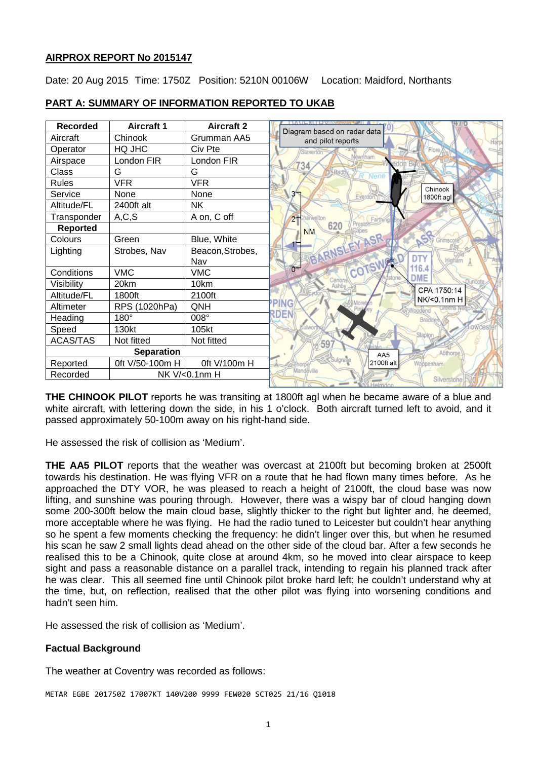**AIRPROX REPORT No 2015147**

Date: 20 Aug 2015 Time: 1750Z Position: 5210N 00106W Location: Maidford, Northants

**PART A: SUMMARY OF INFORMATION REPORTED TO UKAB**

| Recorded | Aircraft 1 | Aircraft 2 |
|---|---|---|
| Aircraft | Chinook | Grumman AA5 |
| Operator | HQ JHC | Civ Pte |
| Airspace | London FIR | London FIR |
| Class | G | G |
| Rules | VFR | VFR |
| Service | None | None |
| Altitude/FL | 2400ft alt | NK |
| Transponder | A,C,S | A on, C off |
| **Reported** | | |
| Colours | Green | Blue, White |
| Lighting | Strobes, Nav | Beacon,Strobes, Nav |
| Conditions | VMC | VMC |
| Visibility | 20km | 10km |
| Altitude/FL | 1800ft | 2100ft |
| Altimeter | RPS (1020hPa) | QNH |
| Heading | 180° | 008° |
| Speed | 130kt | 105kt |
| ACAS/TAS | Not fitted | Not fitted |
| **Separation** | | |
| Reported | 0ft V/50-100m H | 0ft V/100m H |
| Recorded | NK V/<0.1nm H | |

Diagram based on radar data and pilot reports

**THE CHINOOK PILOT** reports he was transiting at 1800ft agl when he became aware of a blue and white aircraft, with lettering down the side, in his 1 o'clock. Both aircraft turned left to avoid, and it passed approximately 50-100m away on his right-hand side.

He assessed the risk of collision as 'Medium'.

**THE AA5 PILOT** reports that the weather was overcast at 2100ft but becoming broken at 2500ft towards his destination. He was flying VFR on a route that he had flown many times before. As he approached the DTY VOR, he was pleased to reach a height of 2100ft, the cloud base was now lifting, and sunshine was pouring through. However, there was a wispy bar of cloud hanging down some 200-300ft below the main cloud base, slightly thicker to the right but lighter and, he deemed, more acceptable where he was flying. He had the radio tuned to Leicester but couldn't hear anything so he spent a few moments checking the frequency: he didn't linger over this, but when he resumed his scan he saw 2 small lights dead ahead on the other side of the cloud bar. After a few seconds he realised this to be a Chinook, quite close at around 4km, so he moved into clear airspace to keep sight and pass a reasonable distance on a parallel track, intending to regain his planned track after he was clear. This all seemed fine until Chinook pilot broke hard left; he couldn't understand why at the time, but, on reflection, realised that the other pilot was flying into worsening conditions and hadn't seen him.

He assessed the risk of collision as 'Medium'.

**Factual Background**

The weather at Coventry was recorded as follows:

```
METAR EGBE 201750Z 17007KT 140V200 9999 FEW020 SCT025 21/16 Q1018
```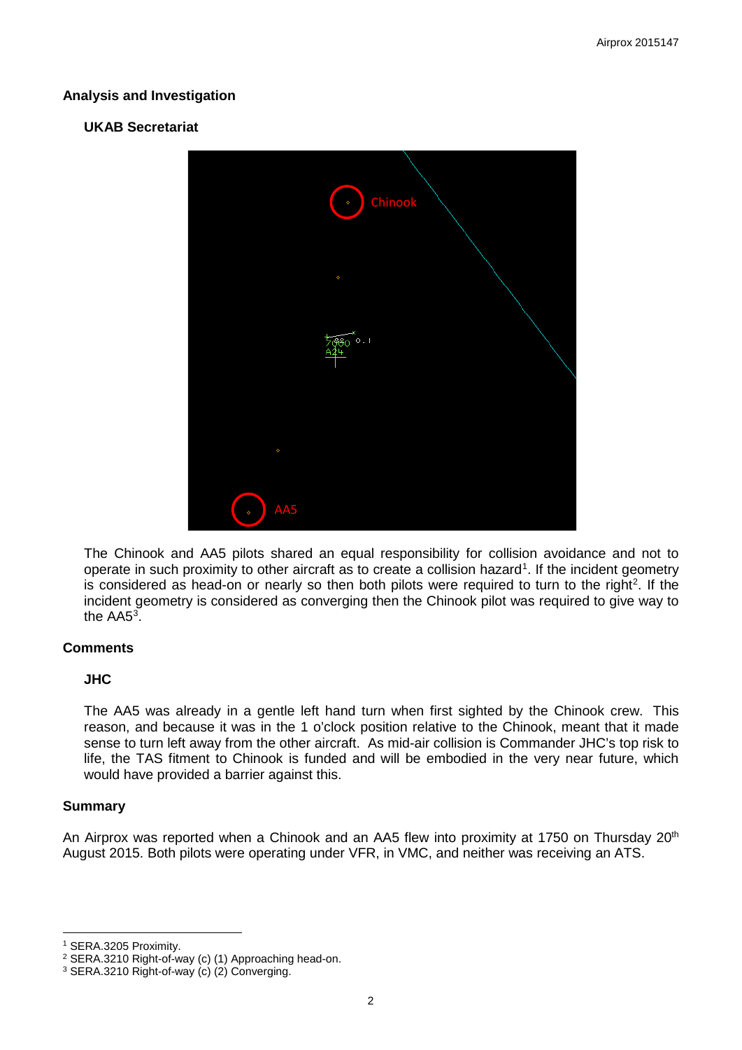## Analysis and Investigation

### UKAB Secretariat

The Chinook and AA5 pilots shared an equal responsibility for collision avoidance and not to operate in such proximity to other aircraft as to create a collision hazard[1]. If the incident geometry is considered as head-on or nearly so then both pilots were required to turn to the right[2]. If the incident geometry is considered as converging then the Chinook pilot was required to give way to the AA5[3].

## Comments

### JHC

The AA5 was already in a gentle left hand turn when first sighted by the Chinook crew. This reason, and because it was in the 1 o'clock position relative to the Chinook, meant that it made sense to turn left away from the other aircraft. As mid-air collision is Commander JHC's top risk to life, the TAS fitment to Chinook is funded and will be embodied in the very near future, which would have provided a barrier against this.

## Summary

An Airprox was reported when a Chinook and an AA5 flew into proximity at 1750 on Thursday 20th August 2015. Both pilots were operating under VFR, in VMC, and neither was receiving an ATS.

---

[1] SERA.3205 Proximity.
[2] SERA.3210 Right-of-way (c) (1) Approaching head-on.
[3] SERA.3210 Right-of-way (c) (2) Converging.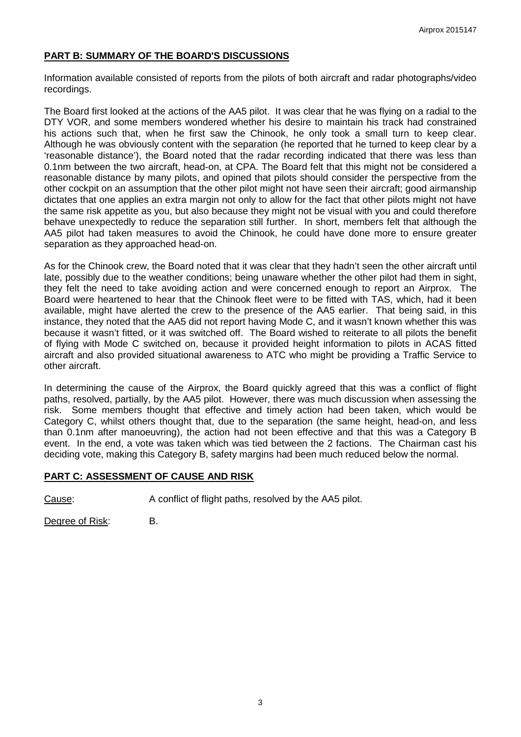## PART B: SUMMARY OF THE BOARD'S DISCUSSIONS

Information available consisted of reports from the pilots of both aircraft and radar photographs/video recordings.

The Board first looked at the actions of the AA5 pilot. It was clear that he was flying on a radial to the DTY VOR, and some members wondered whether his desire to maintain his track had constrained his actions such that, when he first saw the Chinook, he only took a small turn to keep clear. Although he was obviously content with the separation (he reported that he turned to keep clear by a 'reasonable distance'), the Board noted that the radar recording indicated that there was less than 0.1nm between the two aircraft, head-on, at CPA. The Board felt that this might not be considered a reasonable distance by many pilots, and opined that pilots should consider the perspective from the other cockpit on an assumption that the other pilot might not have seen their aircraft; good airmanship dictates that one applies an extra margin not only to allow for the fact that other pilots might not have the same risk appetite as you, but also because they might not be visual with you and could therefore behave unexpectedly to reduce the separation still further. In short, members felt that although the AA5 pilot had taken measures to avoid the Chinook, he could have done more to ensure greater separation as they approached head-on.

As for the Chinook crew, the Board noted that it was clear that they hadn't seen the other aircraft until late, possibly due to the weather conditions; being unaware whether the other pilot had them in sight, they felt the need to take avoiding action and were concerned enough to report an Airprox. The Board were heartened to hear that the Chinook fleet were to be fitted with TAS, which, had it been available, might have alerted the crew to the presence of the AA5 earlier. That being said, in this instance, they noted that the AA5 did not report having Mode C, and it wasn't known whether this was because it wasn't fitted, or it was switched off. The Board wished to reiterate to all pilots the benefit of flying with Mode C switched on, because it provided height information to pilots in ACAS fitted aircraft and also provided situational awareness to ATC who might be providing a Traffic Service to other aircraft.

In determining the cause of the Airprox, the Board quickly agreed that this was a conflict of flight paths, resolved, partially, by the AA5 pilot. However, there was much discussion when assessing the risk. Some members thought that effective and timely action had been taken, which would be Category C, whilst others thought that, due to the separation (the same height, head-on, and less than 0.1nm after manoeuvring), the action had not been effective and that this was a Category B event. In the end, a vote was taken which was tied between the 2 factions. The Chairman cast his deciding vote, making this Category B, safety margins had been much reduced below the normal.

## PART C: ASSESSMENT OF CAUSE AND RISK

Cause: A conflict of flight paths, resolved by the AA5 pilot.

Degree of Risk: B.